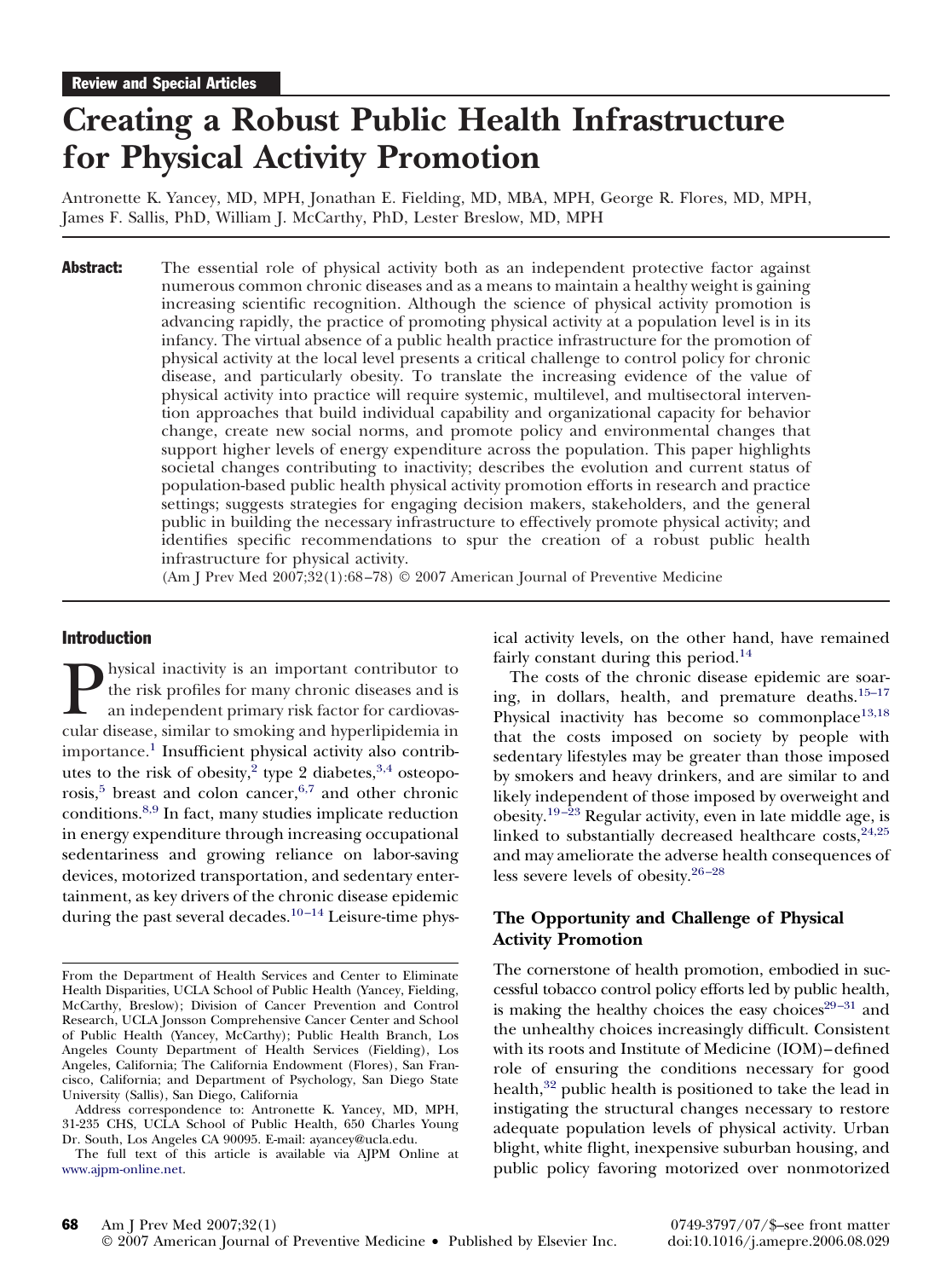Review and Special Articles

# Creating a Robust Public Health Infrastructure for Physical Activity Promotion

Antronette K. Yancey, MD, MPH, Jonathan E. Fielding, MD, MBA, MPH, George R. Flores, MD, MPH, James F. Sallis, PhD, William J. McCarthy, PhD, Lester Breslow, MD, MPH

**Abstract:** The essential role of physical activity both as an independent protective factor against numerous common chronic diseases and as a means to maintain a healthy weight is gaining increasing scientific recognition. Although the science of physical activity promotion is advancing rapidly, the practice of promoting physical activity at a population level is in its infancy. The virtual absence of a public health practice infrastructure for the promotion of physical activity at the local level presents a critical challenge to control policy for chronic disease, and particularly obesity. To translate the increasing evidence of the value of physical activity into practice will require systemic, multilevel, and multisectoral intervention approaches that build individual capability and organizational capacity for behavior change, create new social norms, and promote policy and environmental changes that support higher levels of energy expenditure across the population. This paper highlights societal changes contributing to inactivity; describes the evolution and current status of population-based public health physical activity promotion efforts in research and practice settings; suggests strategies for engaging decision makers, stakeholders, and the general public in building the necessary infrastructure to effectively promote physical activity; and identifies specific recommendations to spur the creation of a robust public health infrastructure for physical activity.

(Am J Prev Med 2007;32(1):68–78) © 2007 American Journal of Preventive Medicine

## Introduction

Physical inactivity is an important contributor to the risk profiles for many chronic diseases and is an independent primary risk factor for cardiovascular disease, similar to smoking and hyperlipidemia in importance.[1] Insufficient physical activity also contributes to the risk of obesity,[2] type 2 diabetes,[3,4] osteoporosis,[5] breast and colon cancer,[6,7] and other chronic conditions.[8,9] In fact, many studies implicate reduction in energy expenditure through increasing occupational sedentariness and growing reliance on labor-saving devices, motorized transportation, and sedentary entertainment, as key drivers of the chronic disease epidemic during the past several decades.[10–14] Leisure-time physical activity levels, on the other hand, have remained fairly constant during this period.[14]

The costs of the chronic disease epidemic are soaring, in dollars, health, and premature deaths.[15–17] Physical inactivity has become so commonplace[13,18] that the costs imposed on society by people with sedentary lifestyles may be greater than those imposed by smokers and heavy drinkers, and are similar to and likely independent of those imposed by overweight and obesity.[19–23] Regular activity, even in late middle age, is linked to substantially decreased healthcare costs,[24,25] and may ameliorate the adverse health consequences of less severe levels of obesity.[26–28]

### The Opportunity and Challenge of Physical Activity Promotion

The cornerstone of health promotion, embodied in successful tobacco control policy efforts led by public health, is making the healthy choices the easy choices[29–31] and the unhealthy choices increasingly difficult. Consistent with its roots and Institute of Medicine (IOM)–defined role of ensuring the conditions necessary for good health,[32] public health is positioned to take the lead in instigating the structural changes necessary to restore adequate population levels of physical activity. Urban blight, white flight, inexpensive suburban housing, and public policy favoring motorized over nonmotorized

From the Department of Health Services and Center to Eliminate Health Disparities, UCLA School of Public Health (Yancey, Fielding, McCarthy, Breslow); Division of Cancer Prevention and Control Research, UCLA Jonsson Comprehensive Cancer Center and School of Public Health (Yancey, McCarthy); Public Health Branch, Los Angeles County Department of Health Services (Fielding), Los Angeles, California; The California Endowment (Flores), San Francisco, California; and Department of Psychology, San Diego State University (Sallis), San Diego, California

Address correspondence to: Antronette K. Yancey, MD, MPH, 31-235 CHS, UCLA School of Public Health, 650 Charles Young Dr. South, Los Angeles CA 90095. E-mail: ayancey@ucla.edu.

The full text of this article is available via AJPM Online at www.ajpm-online.net.

0749-3797/07/$–see front matter
doi:10.1016/j.amepre.2006.08.029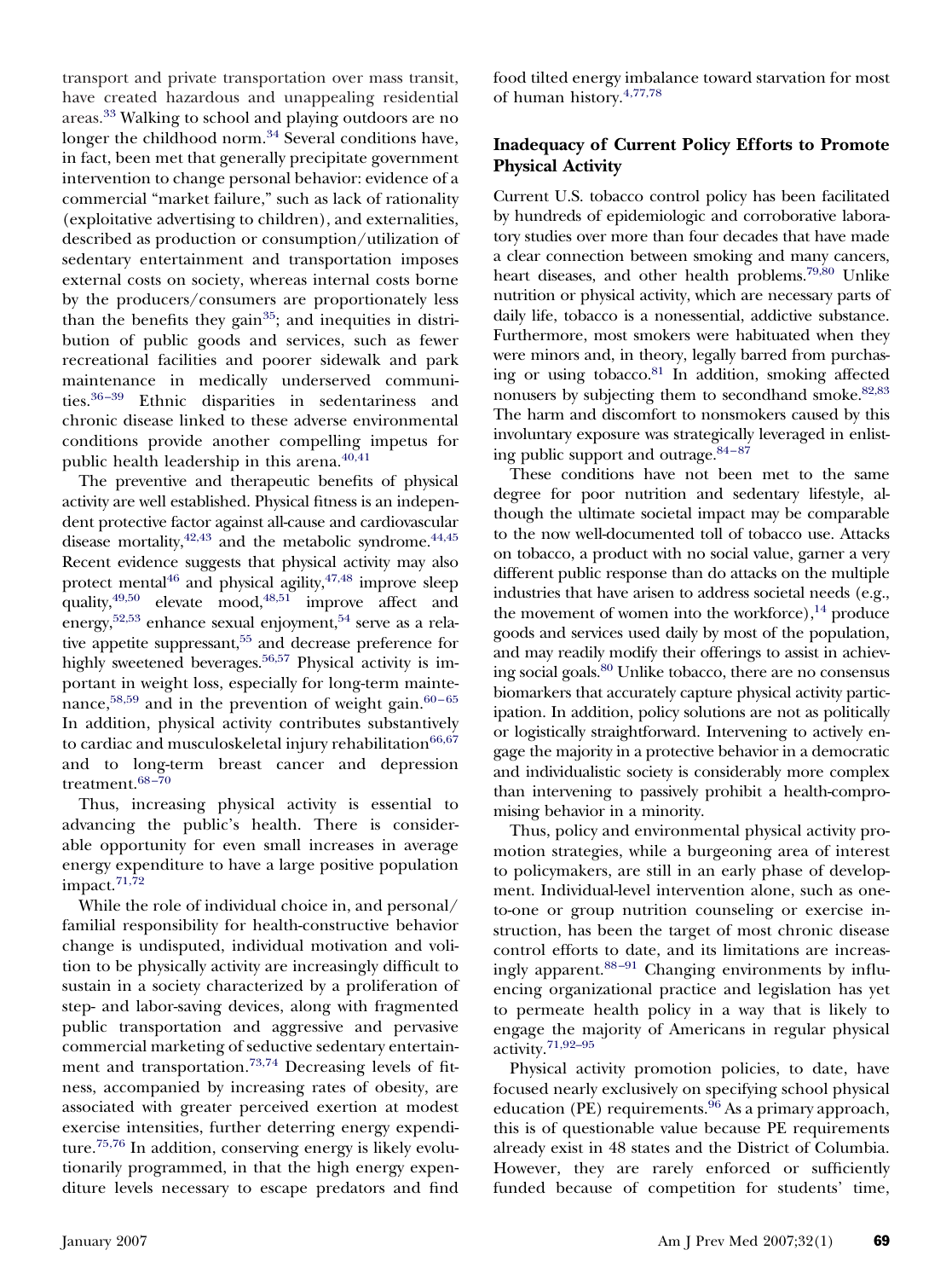transport and private transportation over mass transit, have created hazardous and unappealing residential areas.[33] Walking to school and playing outdoors are no longer the childhood norm.[34] Several conditions have, in fact, been met that generally precipitate government intervention to change personal behavior: evidence of a commercial "market failure," such as lack of rationality (exploitative advertising to children), and externalities, described as production or consumption/utilization of sedentary entertainment and transportation imposes external costs on society, whereas internal costs borne by the producers/consumers are proportionately less than the benefits they gain[35]; and inequities in distribution of public goods and services, such as fewer recreational facilities and poorer sidewalk and park maintenance in medically underserved communities.[36–39] Ethnic disparities in sedentariness and chronic disease linked to these adverse environmental conditions provide another compelling impetus for public health leadership in this arena.[40,41]

The preventive and therapeutic benefits of physical activity are well established. Physical fitness is an independent protective factor against all-cause and cardiovascular disease mortality,[42,43] and the metabolic syndrome.[44,45] Recent evidence suggests that physical activity may also protect mental[46] and physical agility,[47,48] improve sleep quality,[49,50] elevate mood,[48,51] improve affect and energy,[52,53] enhance sexual enjoyment,[54] serve as a relative appetite suppressant,[55] and decrease preference for highly sweetened beverages.[56,57] Physical activity is important in weight loss, especially for long-term maintenance,[58,59] and in the prevention of weight gain.[60–65] In addition, physical activity contributes substantively to cardiac and musculoskeletal injury rehabilitation[66,67] and to long-term breast cancer and depression treatment.[68–70]

Thus, increasing physical activity is essential to advancing the public's health. There is considerable opportunity for even small increases in average energy expenditure to have a large positive population impact.[71,72]

While the role of individual choice in, and personal/familial responsibility for health-constructive behavior change is undisputed, individual motivation and volition to be physically activity are increasingly difficult to sustain in a society characterized by a proliferation of step- and labor-saving devices, along with fragmented public transportation and aggressive and pervasive commercial marketing of seductive sedentary entertainment and transportation.[73,74] Decreasing levels of fitness, accompanied by increasing rates of obesity, are associated with greater perceived exertion at modest exercise intensities, further deterring energy expenditure.[75,76] In addition, conserving energy is likely evolutionarily programmed, in that the high energy expenditure levels necessary to escape predators and find food tilted energy imbalance toward starvation for most of human history.[4,77,78]

### Inadequacy of Current Policy Efforts to Promote Physical Activity

Current U.S. tobacco control policy has been facilitated by hundreds of epidemiologic and corroborative laboratory studies over more than four decades that have made a clear connection between smoking and many cancers, heart diseases, and other health problems.[79,80] Unlike nutrition or physical activity, which are necessary parts of daily life, tobacco is a nonessential, addictive substance. Furthermore, most smokers were habituated when they were minors and, in theory, legally barred from purchasing or using tobacco.[81] In addition, smoking affected nonusers by subjecting them to secondhand smoke.[82,83] The harm and discomfort to nonsmokers caused by this involuntary exposure was strategically leveraged in enlisting public support and outrage.[84–87]

These conditions have not been met to the same degree for poor nutrition and sedentary lifestyle, although the ultimate societal impact may be comparable to the now well-documented toll of tobacco use. Attacks on tobacco, a product with no social value, garner a very different public response than do attacks on the multiple industries that have arisen to address societal needs (e.g., the movement of women into the workforce),[14] produce goods and services used daily by most of the population, and may readily modify their offerings to assist in achieving social goals.[80] Unlike tobacco, there are no consensus biomarkers that accurately capture physical activity participation. In addition, policy solutions are not as politically or logistically straightforward. Intervening to actively engage the majority in a protective behavior in a democratic and individualistic society is considerably more complex than intervening to passively prohibit a health-compromising behavior in a minority.

Thus, policy and environmental physical activity promotion strategies, while a burgeoning area of interest to policymakers, are still in an early phase of development. Individual-level intervention alone, such as one-to-one or group nutrition counseling or exercise instruction, has been the target of most chronic disease control efforts to date, and its limitations are increasingly apparent.[88–91] Changing environments by influencing organizational practice and legislation has yet to permeate health policy in a way that is likely to engage the majority of Americans in regular physical activity.[71,92–95]

Physical activity promotion policies, to date, have focused nearly exclusively on specifying school physical education (PE) requirements.[96] As a primary approach, this is of questionable value because PE requirements already exist in 48 states and the District of Columbia. However, they are rarely enforced or sufficiently funded because of competition for students' time,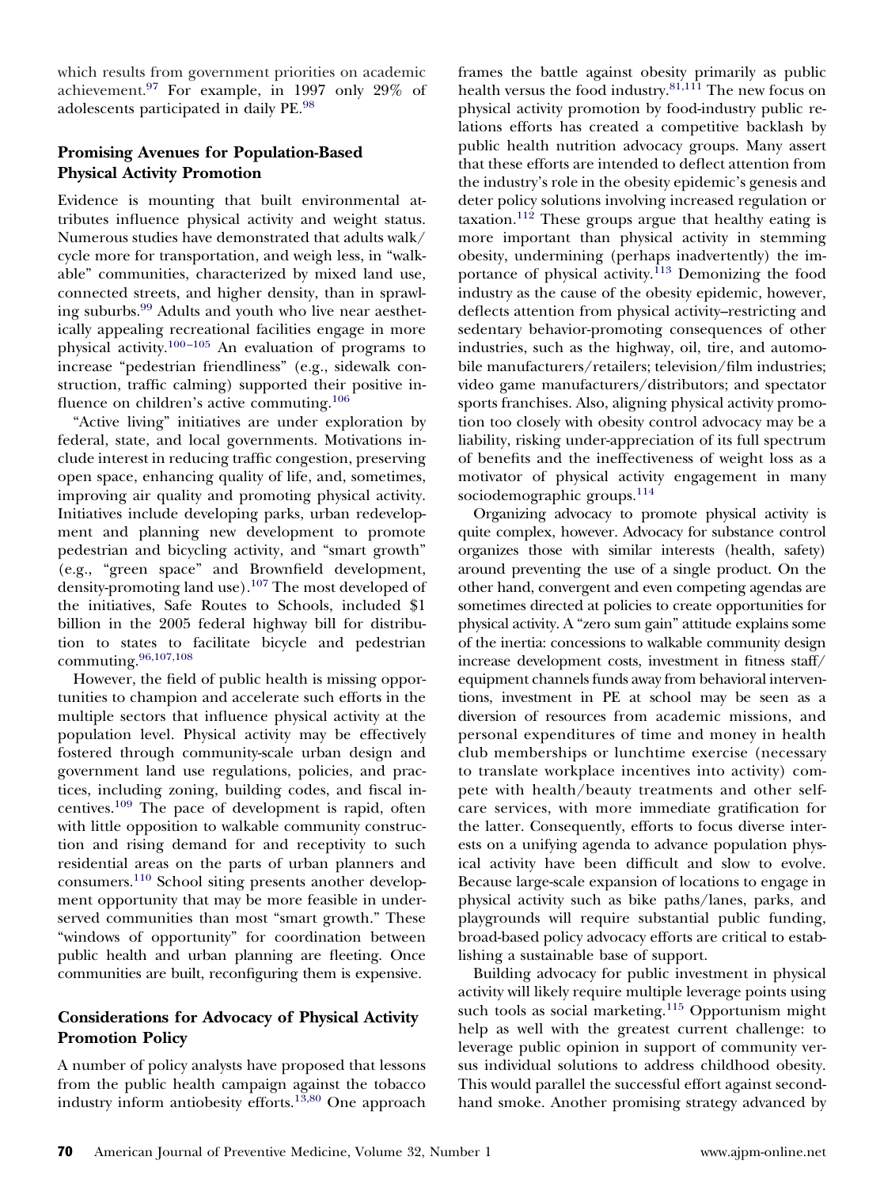which results from government priorities on academic achievement.[97] For example, in 1997 only 29% of adolescents participated in daily PE.[98]

## Promising Avenues for Population-Based Physical Activity Promotion

Evidence is mounting that built environmental attributes influence physical activity and weight status. Numerous studies have demonstrated that adults walk/cycle more for transportation, and weigh less, in "walkable" communities, characterized by mixed land use, connected streets, and higher density, than in sprawling suburbs.[99] Adults and youth who live near aesthetically appealing recreational facilities engage in more physical activity.[100–105] An evaluation of programs to increase "pedestrian friendliness" (e.g., sidewalk construction, traffic calming) supported their positive influence on children's active commuting.[106]

"Active living" initiatives are under exploration by federal, state, and local governments. Motivations include interest in reducing traffic congestion, preserving open space, enhancing quality of life, and, sometimes, improving air quality and promoting physical activity. Initiatives include developing parks, urban redevelopment and planning new development to promote pedestrian and bicycling activity, and "smart growth" (e.g., "green space" and Brownfield development, density-promoting land use).[107] The most developed of the initiatives, Safe Routes to Schools, included $1 billion in the 2005 federal highway bill for distribution to states to facilitate bicycle and pedestrian commuting.[96,107,108]

However, the field of public health is missing opportunities to champion and accelerate such efforts in the multiple sectors that influence physical activity at the population level. Physical activity may be effectively fostered through community-scale urban design and government land use regulations, policies, and practices, including zoning, building codes, and fiscal incentives.[109] The pace of development is rapid, often with little opposition to walkable community construction and rising demand for and receptivity to such residential areas on the parts of urban planners and consumers.[110] School siting presents another development opportunity that may be more feasible in underserved communities than most "smart growth." These "windows of opportunity" for coordination between public health and urban planning are fleeting. Once communities are built, reconfiguring them is expensive.

## Considerations for Advocacy of Physical Activity Promotion Policy

A number of policy analysts have proposed that lessons from the public health campaign against the tobacco industry inform antiobesity efforts.[13,80] One approach frames the battle against obesity primarily as public health versus the food industry.[81,111] The new focus on physical activity promotion by food-industry public relations efforts has created a competitive backlash by public health nutrition advocacy groups. Many assert that these efforts are intended to deflect attention from the industry's role in the obesity epidemic's genesis and deter policy solutions involving increased regulation or taxation.[112] These groups argue that healthy eating is more important than physical activity in stemming obesity, undermining (perhaps inadvertently) the importance of physical activity.[113] Demonizing the food industry as the cause of the obesity epidemic, however, deflects attention from physical activity–restricting and sedentary behavior-promoting consequences of other industries, such as the highway, oil, tire, and automobile manufacturers/retailers; television/film industries; video game manufacturers/distributors; and spectator sports franchises. Also, aligning physical activity promotion too closely with obesity control advocacy may be a liability, risking under-appreciation of its full spectrum of benefits and the ineffectiveness of weight loss as a motivator of physical activity engagement in many sociodemographic groups.[114]

Organizing advocacy to promote physical activity is quite complex, however. Advocacy for substance control organizes those with similar interests (health, safety) around preventing the use of a single product. On the other hand, convergent and even competing agendas are sometimes directed at policies to create opportunities for physical activity. A "zero sum gain" attitude explains some of the inertia: concessions to walkable community design increase development costs, investment in fitness staff/equipment channels funds away from behavioral interventions, investment in PE at school may be seen as a diversion of resources from academic missions, and personal expenditures of time and money in health club memberships or lunchtime exercise (necessary to translate workplace incentives into activity) compete with health/beauty treatments and other self-care services, with more immediate gratification for the latter. Consequently, efforts to focus diverse interests on a unifying agenda to advance population physical activity have been difficult and slow to evolve. Because large-scale expansion of locations to engage in physical activity such as bike paths/lanes, parks, and playgrounds will require substantial public funding, broad-based policy advocacy efforts are critical to establishing a sustainable base of support.

Building advocacy for public investment in physical activity will likely require multiple leverage points using such tools as social marketing.[115] Opportunism might help as well with the greatest current challenge: to leverage public opinion in support of community versus individual solutions to address childhood obesity. This would parallel the successful effort against secondhand smoke. Another promising strategy advanced by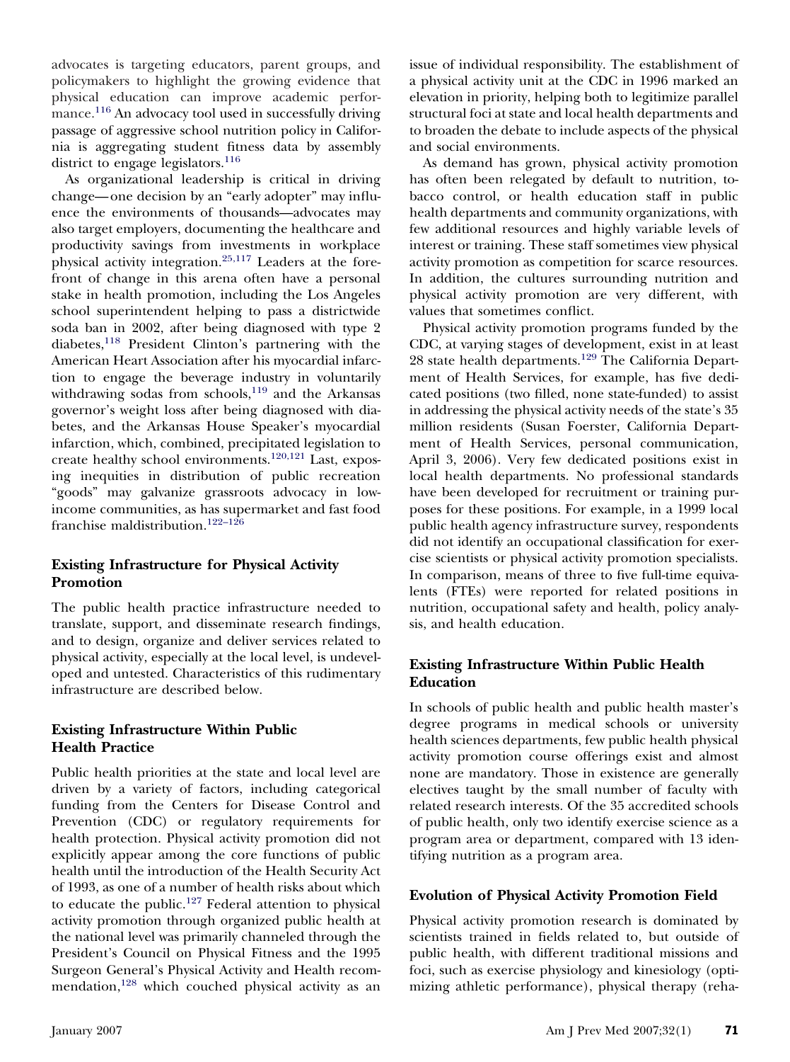advocates is targeting educators, parent groups, and policymakers to highlight the growing evidence that physical education can improve academic performance.[116] An advocacy tool used in successfully driving passage of aggressive school nutrition policy in California is aggregating student fitness data by assembly district to engage legislators.[116]

As organizational leadership is critical in driving change—one decision by an "early adopter" may influence the environments of thousands—advocates may also target employers, documenting the healthcare and productivity savings from investments in workplace physical activity integration.[25,117] Leaders at the forefront of change in this arena often have a personal stake in health promotion, including the Los Angeles school superintendent helping to pass a districtwide soda ban in 2002, after being diagnosed with type 2 diabetes,[118] President Clinton's partnering with the American Heart Association after his myocardial infarction to engage the beverage industry in voluntarily withdrawing sodas from schools,[119] and the Arkansas governor's weight loss after being diagnosed with diabetes, and the Arkansas House Speaker's myocardial infarction, which, combined, precipitated legislation to create healthy school environments.[120,121] Last, exposing inequities in distribution of public recreation "goods" may galvanize grassroots advocacy in low-income communities, as has supermarket and fast food franchise maldistribution.[122–126]

### Existing Infrastructure for Physical Activity Promotion

The public health practice infrastructure needed to translate, support, and disseminate research findings, and to design, organize and deliver services related to physical activity, especially at the local level, is undeveloped and untested. Characteristics of this rudimentary infrastructure are described below.

### Existing Infrastructure Within Public Health Practice

Public health priorities at the state and local level are driven by a variety of factors, including categorical funding from the Centers for Disease Control and Prevention (CDC) or regulatory requirements for health protection. Physical activity promotion did not explicitly appear among the core functions of public health until the introduction of the Health Security Act of 1993, as one of a number of health risks about which to educate the public.[127] Federal attention to physical activity promotion through organized public health at the national level was primarily channeled through the President's Council on Physical Fitness and the 1995 Surgeon General's Physical Activity and Health recommendation,[128] which couched physical activity as an issue of individual responsibility. The establishment of a physical activity unit at the CDC in 1996 marked an elevation in priority, helping both to legitimize parallel structural foci at state and local health departments and to broaden the debate to include aspects of the physical and social environments.

As demand has grown, physical activity promotion has often been relegated by default to nutrition, tobacco control, or health education staff in public health departments and community organizations, with few additional resources and highly variable levels of interest or training. These staff sometimes view physical activity promotion as competition for scarce resources. In addition, the cultures surrounding nutrition and physical activity promotion are very different, with values that sometimes conflict.

Physical activity promotion programs funded by the CDC, at varying stages of development, exist in at least 28 state health departments.[129] The California Department of Health Services, for example, has five dedicated positions (two filled, none state-funded) to assist in addressing the physical activity needs of the state's 35 million residents (Susan Foerster, California Department of Health Services, personal communication, April 3, 2006). Very few dedicated positions exist in local health departments. No professional standards have been developed for recruitment or training purposes for these positions. For example, in a 1999 local public health agency infrastructure survey, respondents did not identify an occupational classification for exercise scientists or physical activity promotion specialists. In comparison, means of three to five full-time equivalents (FTEs) were reported for related positions in nutrition, occupational safety and health, policy analysis, and health education.

### Existing Infrastructure Within Public Health Education

In schools of public health and public health master's degree programs in medical schools or university health sciences departments, few public health physical activity promotion course offerings exist and almost none are mandatory. Those in existence are generally electives taught by the small number of faculty with related research interests. Of the 35 accredited schools of public health, only two identify exercise science as a program area or department, compared with 13 identifying nutrition as a program area.

### Evolution of Physical Activity Promotion Field

Physical activity promotion research is dominated by scientists trained in fields related to, but outside of public health, with different traditional missions and foci, such as exercise physiology and kinesiology (optimizing athletic performance), physical therapy (reha-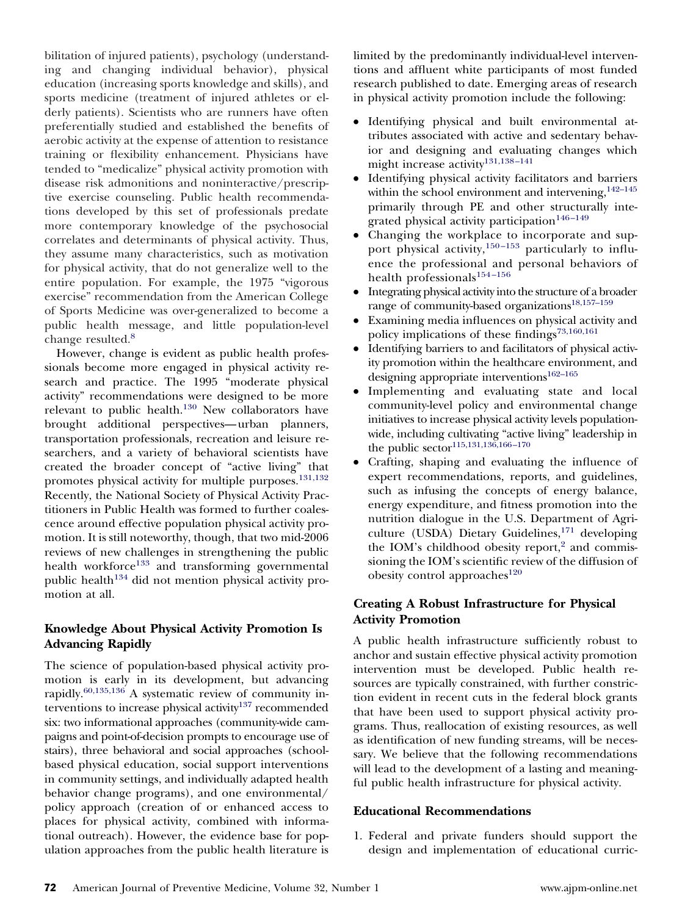bilitation of injured patients), psychology (understanding and changing individual behavior), physical education (increasing sports knowledge and skills), and sports medicine (treatment of injured athletes or elderly patients). Scientists who are runners have often preferentially studied and established the benefits of aerobic activity at the expense of attention to resistance training or flexibility enhancement. Physicians have tended to "medicalize" physical activity promotion with disease risk admonitions and noninteractive/prescriptive exercise counseling. Public health recommendations developed by this set of professionals predate more contemporary knowledge of the psychosocial correlates and determinants of physical activity. Thus, they assume many characteristics, such as motivation for physical activity, that do not generalize well to the entire population. For example, the 1975 "vigorous exercise" recommendation from the American College of Sports Medicine was over-generalized to become a public health message, and little population-level change resulted.[8]

However, change is evident as public health professionals become more engaged in physical activity research and practice. The 1995 "moderate physical activity" recommendations were designed to be more relevant to public health.[130] New collaborators have brought additional perspectives—urban planners, transportation professionals, recreation and leisure researchers, and a variety of behavioral scientists have created the broader concept of "active living" that promotes physical activity for multiple purposes.[131,132] Recently, the National Society of Physical Activity Practitioners in Public Health was formed to further coalescence around effective population physical activity promotion. It is still noteworthy, though, that two mid-2006 reviews of new challenges in strengthening the public health workforce[133] and transforming governmental public health[134] did not mention physical activity promotion at all.

## Knowledge About Physical Activity Promotion Is Advancing Rapidly

The science of population-based physical activity promotion is early in its development, but advancing rapidly.[60,135,136] A systematic review of community interventions to increase physical activity[137] recommended six: two informational approaches (community-wide campaigns and point-of-decision prompts to encourage use of stairs), three behavioral and social approaches (school-based physical education, social support interventions in community settings, and individually adapted health behavior change programs), and one environmental/policy approach (creation of or enhanced access to places for physical activity, combined with informational outreach). However, the evidence base for population approaches from the public health literature is limited by the predominantly individual-level interventions and affluent white participants of most funded research published to date. Emerging areas of research in physical activity promotion include the following:

- Identifying physical and built environmental attributes associated with active and sedentary behavior and designing and evaluating changes which might increase activity[131,138–141]
- Identifying physical activity facilitators and barriers within the school environment and intervening,[142–145] primarily through PE and other structurally integrated physical activity participation[146–149]
- Changing the workplace to incorporate and support physical activity,[150–153] particularly to influence the professional and personal behaviors of health professionals[154–156]
- Integrating physical activity into the structure of a broader range of community-based organizations[18,157–159]
- Examining media influences on physical activity and policy implications of these findings[73,160,161]
- Identifying barriers to and facilitators of physical activity promotion within the healthcare environment, and designing appropriate interventions[162–165]
- Implementing and evaluating state and local community-level policy and environmental change initiatives to increase physical activity levels population-wide, including cultivating "active living" leadership in the public sector[115,131,136,166–170]
- Crafting, shaping and evaluating the influence of expert recommendations, reports, and guidelines, such as infusing the concepts of energy balance, energy expenditure, and fitness promotion into the nutrition dialogue in the U.S. Department of Agriculture (USDA) Dietary Guidelines,[171] developing the IOM's childhood obesity report,[2] and commissioning the IOM's scientific review of the diffusion of obesity control approaches[120]

## Creating A Robust Infrastructure for Physical Activity Promotion

A public health infrastructure sufficiently robust to anchor and sustain effective physical activity promotion intervention must be developed. Public health resources are typically constrained, with further constriction evident in recent cuts in the federal block grants that have been used to support physical activity programs. Thus, reallocation of existing resources, as well as identification of new funding streams, will be necessary. We believe that the following recommendations will lead to the development of a lasting and meaningful public health infrastructure for physical activity.

## Educational Recommendations

1. Federal and private funders should support the design and implementation of educational curric-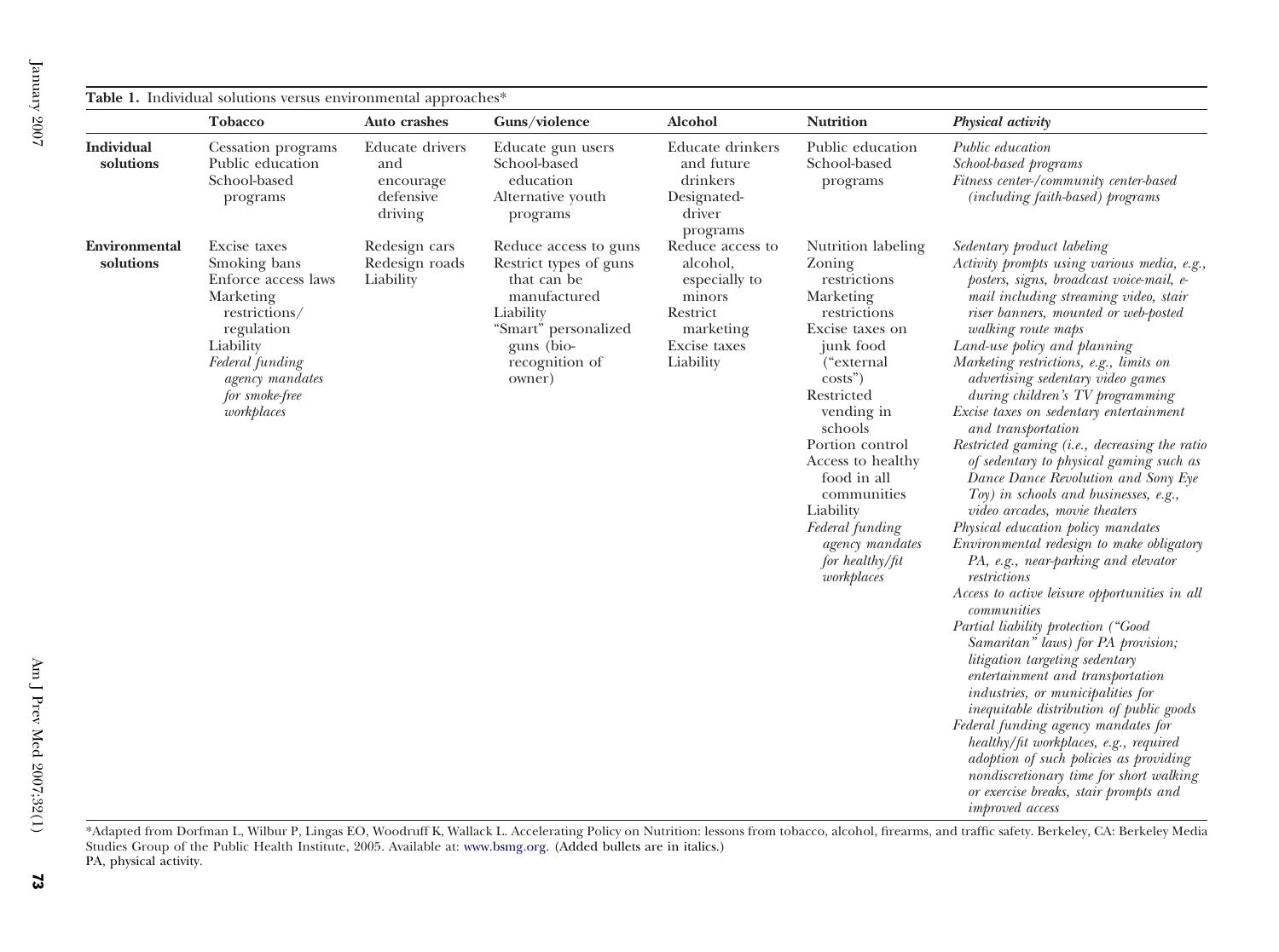**Table 1.** Individual solutions versus environmental approaches*

| | Tobacco | Auto crashes | Guns/violence | Alcohol | Nutrition | *Physical activity* |
|---|---|---|---|---|---|---|
| **Individual solutions** | Cessation programs<br>Public education<br>School-based programs | Educate drivers and encourage defensive driving | Educate gun users<br>School-based education<br>Alternative youth programs | Educate drinkers and future drinkers<br>Designated-driver programs | Public education<br>School-based programs | *Public education*<br>*School-based programs*<br>*Fitness center-/community center-based (including faith-based) programs* |
| **Environmental solutions** | Excise taxes<br>Smoking bans<br>Enforce access laws<br>Marketing restrictions/regulation<br>Liability<br>*Federal funding agency mandates for smoke-free workplaces* | Redesign cars<br>Redesign roads<br>Liability | Reduce access to guns<br>Restrict types of guns that can be manufactured<br>Liability<br>"Smart" personalized guns (bio-recognition of owner) | Reduce access to alcohol, especially to minors<br>Restrict marketing<br>Excise taxes<br>Liability | Nutrition labeling<br>Zoning restrictions<br>Marketing restrictions<br>Excise taxes on junk food ("external costs")<br>Restricted vending in schools<br>Portion control<br>Access to healthy food in all communities<br>Liability<br>*Federal funding agency mandates for healthy/fit workplaces* | *Sedentary product labeling*<br>*Activity prompts using various media, e.g., posters, signs, broadcast voice-mail, e-mail including streaming video, stair riser banners, mounted or web-posted walking route maps*<br>*Land-use policy and planning*<br>*Marketing restrictions, e.g., limits on advertising sedentary video games during children's TV programming*<br>*Excise taxes on sedentary entertainment and transportation*<br>*Restricted gaming (i.e., decreasing the ratio of sedentary to physical gaming such as Dance Dance Revolution and Sony Eye Toy) in schools and businesses, e.g., video arcades, movie theaters*<br>*Physical education policy mandates*<br>*Environmental redesign to make obligatory PA, e.g., near-parking and elevator restrictions*<br>*Access to active leisure opportunities in all communities*<br>*Partial liability protection ("Good Samaritan" laws) for PA provision; litigation targeting sedentary entertainment and transportation industries, or municipalities for inequitable distribution of public goods*<br>*Federal funding agency mandates for healthy/fit workplaces, e.g., required adoption of such policies as providing nondiscretionary time for short walking or exercise breaks, stair prompts and improved access* |

*Adapted from Dorfman L, Wilbur P, Lingas EO, Woodruff K, Wallack L. Accelerating Policy on Nutrition: lessons from tobacco, alcohol, firearms, and traffic safety. Berkeley, CA: Berkeley Media Studies Group of the Public Health Institute, 2005. Available at: www.bsmg.org. (Added bullets are in italics.)
PA, physical activity.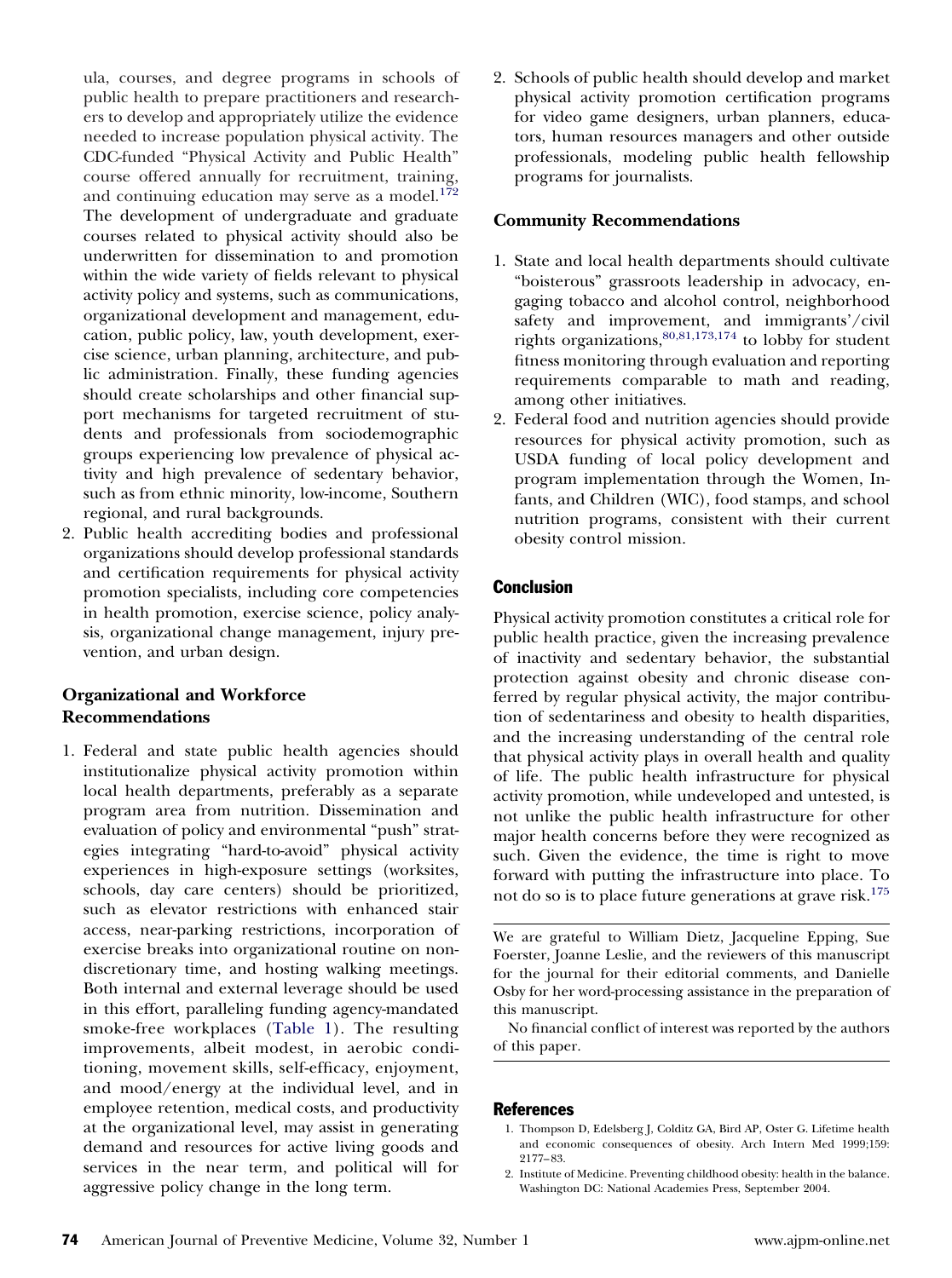ula, courses, and degree programs in schools of public health to prepare practitioners and researchers to develop and appropriately utilize the evidence needed to increase population physical activity. The CDC-funded "Physical Activity and Public Health" course offered annually for recruitment, training, and continuing education may serve as a model.[172] The development of undergraduate and graduate courses related to physical activity should also be underwritten for dissemination to and promotion within the wide variety of fields relevant to physical activity policy and systems, such as communications, organizational development and management, education, public policy, law, youth development, exercise science, urban planning, architecture, and public administration. Finally, these funding agencies should create scholarships and other financial support mechanisms for targeted recruitment of students and professionals from sociodemographic groups experiencing low prevalence of physical activity and high prevalence of sedentary behavior, such as from ethnic minority, low-income, Southern regional, and rural backgrounds.
2. Public health accrediting bodies and professional organizations should develop professional standards and certification requirements for physical activity promotion specialists, including core competencies in health promotion, exercise science, policy analysis, organizational change management, injury prevention, and urban design.

### Organizational and Workforce Recommendations

1. Federal and state public health agencies should institutionalize physical activity promotion within local health departments, preferably as a separate program area from nutrition. Dissemination and evaluation of policy and environmental "push" strategies integrating "hard-to-avoid" physical activity experiences in high-exposure settings (worksites, schools, day care centers) should be prioritized, such as elevator restrictions with enhanced stair access, near-parking restrictions, incorporation of exercise breaks into organizational routine on nondiscretionary time, and hosting walking meetings. Both internal and external leverage should be used in this effort, paralleling funding agency-mandated smoke-free workplaces (Table 1). The resulting improvements, albeit modest, in aerobic conditioning, movement skills, self-efficacy, enjoyment, and mood/energy at the individual level, and in employee retention, medical costs, and productivity at the organizational level, may assist in generating demand and resources for active living goods and services in the near term, and political will for aggressive policy change in the long term.
2. Schools of public health should develop and market physical activity promotion certification programs for video game designers, urban planners, educators, human resources managers and other outside professionals, modeling public health fellowship programs for journalists.

### Community Recommendations

1. State and local health departments should cultivate "boisterous" grassroots leadership in advocacy, engaging tobacco and alcohol control, neighborhood safety and improvement, and immigrants'/civil rights organizations,[80,81,173,174] to lobby for student fitness monitoring through evaluation and reporting requirements comparable to math and reading, among other initiatives.
2. Federal food and nutrition agencies should provide resources for physical activity promotion, such as USDA funding of local policy development and program implementation through the Women, Infants, and Children (WIC), food stamps, and school nutrition programs, consistent with their current obesity control mission.

## Conclusion

Physical activity promotion constitutes a critical role for public health practice, given the increasing prevalence of inactivity and sedentary behavior, the substantial protection against obesity and chronic disease conferred by regular physical activity, the major contribution of sedentariness and obesity to health disparities, and the increasing understanding of the central role that physical activity plays in overall health and quality of life. The public health infrastructure for physical activity promotion, while undeveloped and untested, is not unlike the public health infrastructure for other major health concerns before they were recognized as such. Given the evidence, the time is right to move forward with putting the infrastructure into place. To not do so is to place future generations at grave risk.[175]

We are grateful to William Dietz, Jacqueline Epping, Sue Foerster, Joanne Leslie, and the reviewers of this manuscript for the journal for their editorial comments, and Danielle Osby for her word-processing assistance in the preparation of this manuscript.

No financial conflict of interest was reported by the authors of this paper.

## References

1. Thompson D, Edelsberg J, Colditz GA, Bird AP, Oster G. Lifetime health and economic consequences of obesity. Arch Intern Med 1999;159: 2177–83.
2. Institute of Medicine. Preventing childhood obesity: health in the balance. Washington DC: National Academies Press, September 2004.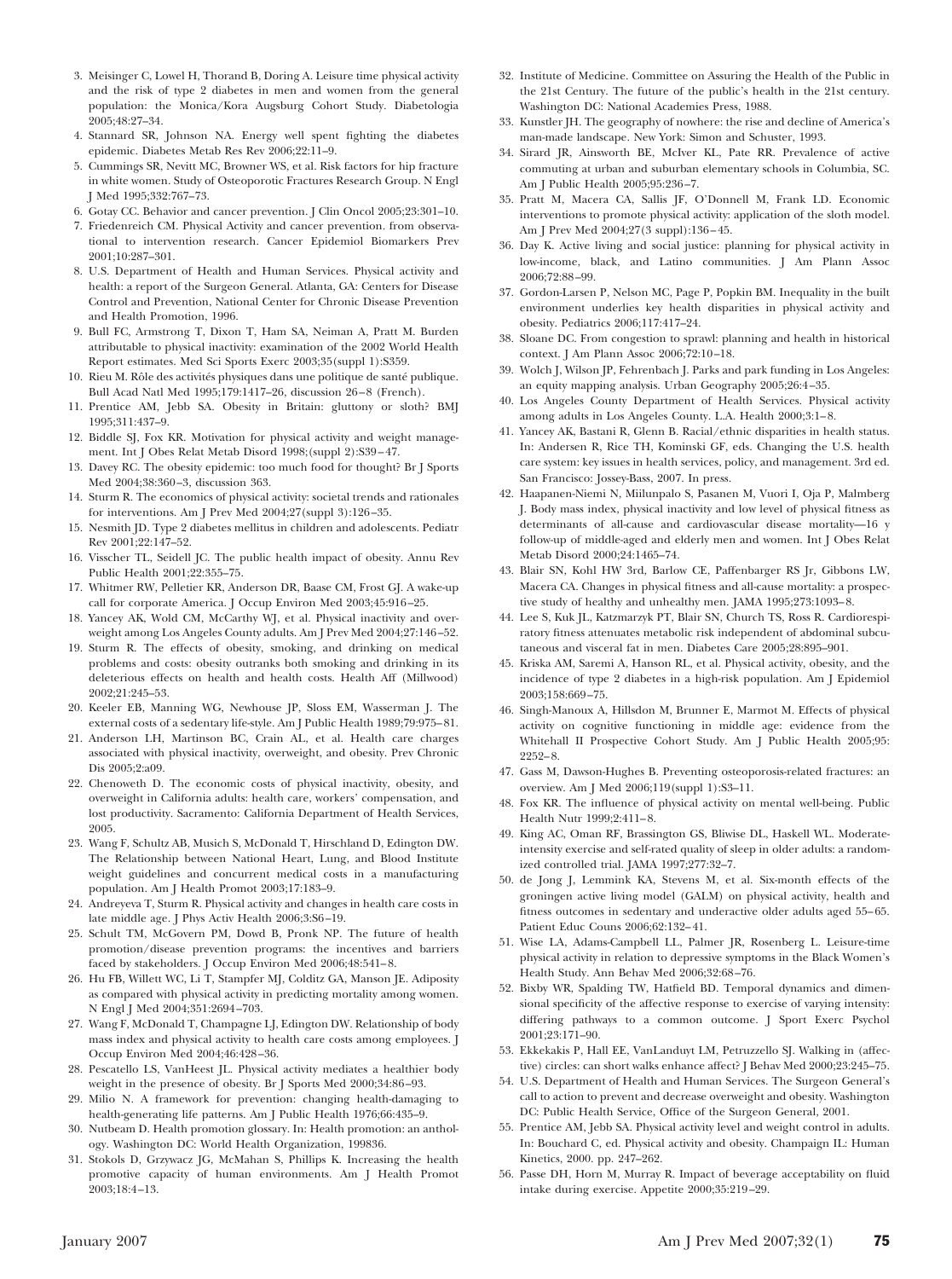3. Meisinger C, Lowel H, Thorand B, Doring A. Leisure time physical activity and the risk of type 2 diabetes in men and women from the general population: the Monica/Kora Augsburg Cohort Study. Diabetologia 2005;48:27–34.
4. Stannard SR, Johnson NA. Energy well spent fighting the diabetes epidemic. Diabetes Metab Res Rev 2006;22:11–9.
5. Cummings SR, Nevitt MC, Browner WS, et al. Risk factors for hip fracture in white women. Study of Osteoporotic Fractures Research Group. N Engl J Med 1995;332:767–73.
6. Gotay CC. Behavior and cancer prevention. J Clin Oncol 2005;23:301–10.
7. Friedenreich CM. Physical Activity and cancer prevention. from observational to intervention research. Cancer Epidemiol Biomarkers Prev 2001;10:287–301.
8. U.S. Department of Health and Human Services. Physical activity and health: a report of the Surgeon General. Atlanta, GA: Centers for Disease Control and Prevention, National Center for Chronic Disease Prevention and Health Promotion, 1996.
9. Bull FC, Armstrong T, Dixon T, Ham SA, Neiman A, Pratt M. Burden attributable to physical inactivity: examination of the 2002 World Health Report estimates. Med Sci Sports Exerc 2003;35(suppl 1):S359.
10. Rieu M. Rôle des activités physiques dans une politique de santé publique. Bull Acad Natl Med 1995;179:1417–26, discussion 26–8 (French).
11. Prentice AM, Jebb SA. Obesity in Britain: gluttony or sloth? BMJ 1995;311:437–9.
12. Biddle SJ, Fox KR. Motivation for physical activity and weight management. Int J Obes Relat Metab Disord 1998;(suppl 2):S39–47.
13. Davey RC. The obesity epidemic: too much food for thought? Br J Sports Med 2004;38:360–3, discussion 363.
14. Sturm R. The economics of physical activity: societal trends and rationales for interventions. Am J Prev Med 2004;27(suppl 3):126–35.
15. Nesmith JD. Type 2 diabetes mellitus in children and adolescents. Pediatr Rev 2001;22:147–52.
16. Visscher TL, Seidell JC. The public health impact of obesity. Annu Rev Public Health 2001;22:355–75.
17. Whitmer RW, Pelletier KR, Anderson DR, Baase CM, Frost GJ. A wake-up call for corporate America. J Occup Environ Med 2003;45:916–25.
18. Yancey AK, Wold CM, McCarthy WJ, et al. Physical inactivity and overweight among Los Angeles County adults. Am J Prev Med 2004;27:146–52.
19. Sturm R. The effects of obesity, smoking, and drinking on medical problems and costs: obesity outranks both smoking and drinking in its deleterious effects on health and health costs. Health Aff (Millwood) 2002;21:245–53.
20. Keeler EB, Manning WG, Newhouse JP, Sloss EM, Wasserman J. The external costs of a sedentary life-style. Am J Public Health 1989;79:975–81.
21. Anderson LH, Martinson BC, Crain AL, et al. Health care charges associated with physical inactivity, overweight, and obesity. Prev Chronic Dis 2005;2:a09.
22. Chenoweth D. The economic costs of physical inactivity, obesity, and overweight in California adults: health care, workers' compensation, and lost productivity. Sacramento: California Department of Health Services, 2005.
23. Wang F, Schultz AB, Musich S, McDonald T, Hirschland D, Edington DW. The Relationship between National Heart, Lung, and Blood Institute weight guidelines and concurrent medical costs in a manufacturing population. Am J Health Promot 2003;17:183–9.
24. Andreyeva T, Sturm R. Physical activity and changes in health care costs in late middle age. J Phys Activ Health 2006;3:S6–19.
25. Schult TM, McGovern PM, Dowd B, Pronk NP. The future of health promotion/disease prevention programs: the incentives and barriers faced by stakeholders. J Occup Environ Med 2006;48:541–8.
26. Hu FB, Willett WC, Li T, Stampfer MJ, Colditz GA, Manson JE. Adiposity as compared with physical activity in predicting mortality among women. N Engl J Med 2004;351:2694–703.
27. Wang F, McDonald T, Champagne LJ, Edington DW. Relationship of body mass index and physical activity to health care costs among employees. J Occup Environ Med 2004;46:428–36.
28. Pescatello LS, VanHeest JL. Physical activity mediates a healthier body weight in the presence of obesity. Br J Sports Med 2000;34:86–93.
29. Milio N. A framework for prevention: changing health-damaging to health-generating life patterns. Am J Public Health 1976;66:435–9.
30. Nutbeam D. Health promotion glossary. In: Health promotion: an anthology. Washington DC: World Health Organization, 199836.
31. Stokols D, Grzywacz JG, McMahan S, Phillips K. Increasing the health promotive capacity of human environments. Am J Health Promot 2003;18:4–13.
32. Institute of Medicine. Committee on Assuring the Health of the Public in the 21st Century. The future of the public's health in the 21st century. Washington DC: National Academies Press, 1988.
33. Kunstler JH. The geography of nowhere: the rise and decline of America's man-made landscape. New York: Simon and Schuster, 1993.
34. Sirard JR, Ainsworth BE, McIver KL, Pate RR. Prevalence of active commuting at urban and suburban elementary schools in Columbia, SC. Am J Public Health 2005;95:236–7.
35. Pratt M, Macera CA, Sallis JF, O'Donnell M, Frank LD. Economic interventions to promote physical activity: application of the sloth model. Am J Prev Med 2004;27(3 suppl):136–45.
36. Day K. Active living and social justice: planning for physical activity in low-income, black, and Latino communities. J Am Plann Assoc 2006;72:88–99.
37. Gordon-Larsen P, Nelson MC, Page P, Popkin BM. Inequality in the built environment underlies key health disparities in physical activity and obesity. Pediatrics 2006;117:417–24.
38. Sloane DC. From congestion to sprawl: planning and health in historical context. J Am Plann Assoc 2006;72:10–18.
39. Wolch J, Wilson JP, Fehrenbach J. Parks and park funding in Los Angeles: an equity mapping analysis. Urban Geography 2005;26:4–35.
40. Los Angeles County Department of Health Services. Physical activity among adults in Los Angeles County. L.A. Health 2000;3:1–8.
41. Yancey AK, Bastani R, Glenn B. Racial/ethnic disparities in health status. In: Andersen R, Rice TH, Kominski GF, eds. Changing the U.S. health care system: key issues in health services, policy, and management. 3rd ed. San Francisco: Jossey-Bass, 2007. In press.
42. Haapanen-Niemi N, Miilunpalo S, Pasanen M, Vuori I, Oja P, Malmberg J. Body mass index, physical inactivity and low level of physical fitness as determinants of all-cause and cardiovascular disease mortality—16 y follow-up of middle-aged and elderly men and women. Int J Obes Relat Metab Disord 2000;24:1465–74.
43. Blair SN, Kohl HW 3rd, Barlow CE, Paffenbarger RS Jr, Gibbons LW, Macera CA. Changes in physical fitness and all-cause mortality: a prospective study of healthy and unhealthy men. JAMA 1995;273:1093–8.
44. Lee S, Kuk JL, Katzmarzyk PT, Blair SN, Church TS, Ross R. Cardiorespiratory fitness attenuates metabolic risk independent of abdominal subcutaneous and visceral fat in men. Diabetes Care 2005;28:895–901.
45. Kriska AM, Saremi A, Hanson RL, et al. Physical activity, obesity, and the incidence of type 2 diabetes in a high-risk population. Am J Epidemiol 2003;158:669–75.
46. Singh-Manoux A, Hillsdon M, Brunner E, Marmot M. Effects of physical activity on cognitive functioning in middle age: evidence from the Whitehall II Prospective Cohort Study. Am J Public Health 2005;95: 2252–8.
47. Gass M, Dawson-Hughes B. Preventing osteoporosis-related fractures: an overview. Am J Med 2006;119(suppl 1):S3–11.
48. Fox KR. The influence of physical activity on mental well-being. Public Health Nutr 1999;2:411–8.
49. King AC, Oman RF, Brassington GS, Bliwise DL, Haskell WL. Moderate-intensity exercise and self-rated quality of sleep in older adults: a randomized controlled trial. JAMA 1997;277:32–7.
50. de Jong J, Lemmink KA, Stevens M, et al. Six-month effects of the groningen active living model (GALM) on physical activity, health and fitness outcomes in sedentary and underactive older adults aged 55–65. Patient Educ Couns 2006;62:132–41.
51. Wise LA, Adams-Campbell LL, Palmer JR, Rosenberg L. Leisure-time physical activity in relation to depressive symptoms in the Black Women's Health Study. Ann Behav Med 2006;32:68–76.
52. Bixby WR, Spalding TW, Hatfield BD. Temporal dynamics and dimensional specificity of the affective response to exercise of varying intensity: differing pathways to a common outcome. J Sport Exerc Psychol 2001;23:171–90.
53. Ekkekakis P, Hall EE, VanLanduyt LM, Petruzzello SJ. Walking in (affective) circles: can short walks enhance affect? J Behav Med 2000;23:245–75.
54. U.S. Department of Health and Human Services. The Surgeon General's call to action to prevent and decrease overweight and obesity. Washington DC: Public Health Service, Office of the Surgeon General, 2001.
55. Prentice AM, Jebb SA. Physical activity level and weight control in adults. In: Bouchard C, ed. Physical activity and obesity. Champaign IL: Human Kinetics, 2000. pp. 247–262.
56. Passe DH, Horn M, Murray R. Impact of beverage acceptability on fluid intake during exercise. Appetite 2000;35:219–29.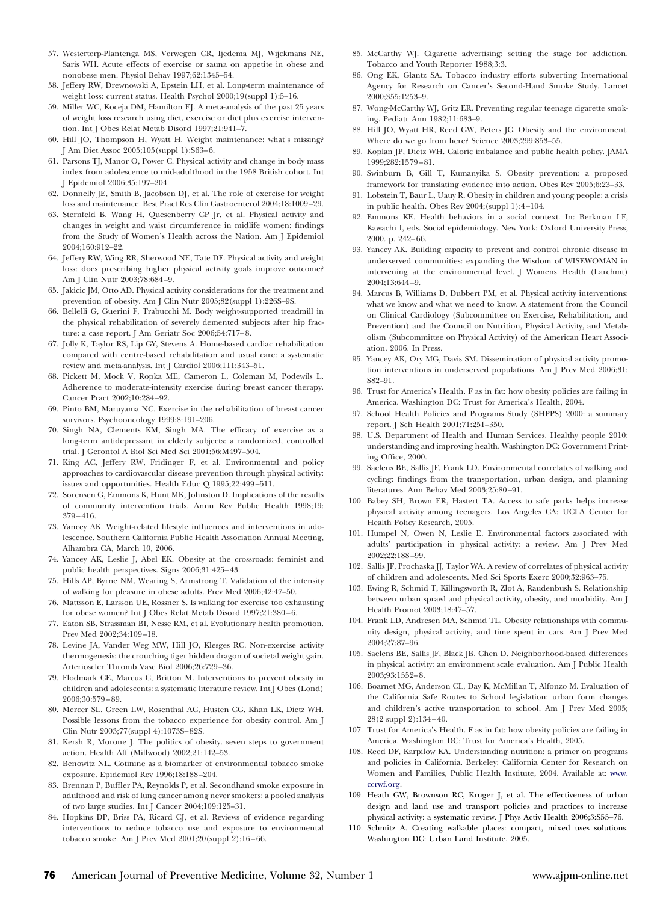57. Westerterp-Plantenga MS, Verwegen CR, Ijedema MJ, Wijckmans NE, Saris WH. Acute effects of exercise or sauna on appetite in obese and nonobese men. Physiol Behav 1997;62:1345–54.
58. Jeffery RW, Drewnowski A, Epstein LH, et al. Long-term maintenance of weight loss: current status. Health Psychol 2000;19(suppl 1):5–16.
59. Miller WC, Koceja DM, Hamilton EJ. A meta-analysis of the past 25 years of weight loss research using diet, exercise or diet plus exercise intervention. Int J Obes Relat Metab Disord 1997;21:941–7.
60. Hill JO, Thompson H, Wyatt H. Weight maintenance: what's missing? J Am Diet Assoc 2005;105(suppl 1):S63–6.
61. Parsons TJ, Manor O, Power C. Physical activity and change in body mass index from adolescence to mid-adulthood in the 1958 British cohort. Int J Epidemiol 2006;35:197–204.
62. Donnelly JE, Smith B, Jacobsen DJ, et al. The role of exercise for weight loss and maintenance. Best Pract Res Clin Gastroenterol 2004;18:1009–29.
63. Sternfeld B, Wang H, Quesenberry CP Jr, et al. Physical activity and changes in weight and waist circumference in midlife women: findings from the Study of Women's Health across the Nation. Am J Epidemiol 2004;160:912–22.
64. Jeffery RW, Wing RR, Sherwood NE, Tate DF. Physical activity and weight loss: does prescribing higher physical activity goals improve outcome? Am J Clin Nutr 2003;78:684–9.
65. Jakicic JM, Otto AD. Physical activity considerations for the treatment and prevention of obesity. Am J Clin Nutr 2005;82(suppl 1):226S–9S.
66. Bellelli G, Guerini F, Trabucchi M. Body weight-supported treadmill in the physical rehabilitation of severely demented subjects after hip fracture: a case report. J Am Geriatr Soc 2006;54:717–8.
67. Jolly K, Taylor RS, Lip GY, Stevens A. Home-based cardiac rehabilitation compared with centre-based rehabilitation and usual care: a systematic review and meta-analysis. Int J Cardiol 2006;111:343–51.
68. Pickett M, Mock V, Ropka ME, Cameron L, Coleman M, Podewils L. Adherence to moderate-intensity exercise during breast cancer therapy. Cancer Pract 2002;10:284–92.
69. Pinto BM, Maruyama NC. Exercise in the rehabilitation of breast cancer survivors. Psychooncology 1999;8:191–206.
70. Singh NA, Clements KM, Singh MA. The efficacy of exercise as a long-term antidepressant in elderly subjects: a randomized, controlled trial. J Gerontol A Biol Sci Med Sci 2001;56:M497–504.
71. King AC, Jeffery RW, Fridinger F, et al. Environmental and policy approaches to cardiovascular disease prevention through physical activity: issues and opportunities. Health Educ Q 1995;22:499–511.
72. Sorensen G, Emmons K, Hunt MK, Johnston D. Implications of the results of community intervention trials. Annu Rev Public Health 1998;19: 379–416.
73. Yancey AK. Weight-related lifestyle influences and interventions in adolescence. Southern California Public Health Association Annual Meeting, Alhambra CA, March 10, 2006.
74. Yancey AK, Leslie J, Abel EK. Obesity at the crossroads: feminist and public health perspectives. Signs 2006;31:425–43.
75. Hills AP, Byrne NM, Wearing S, Armstrong T. Validation of the intensity of walking for pleasure in obese adults. Prev Med 2006;42:47–50.
76. Mattsson E, Larsson UE, Rossner S. Is walking for exercise too exhausting for obese women? Int J Obes Relat Metab Disord 1997;21:380–6.
77. Eaton SB, Strassman BI, Nesse RM, et al. Evolutionary health promotion. Prev Med 2002;34:109–18.
78. Levine JA, Vander Weg MW, Hill JO, Klesges RC. Non-exercise activity thermogenesis: the crouching tiger hidden dragon of societal weight gain. Arterioscler Thromb Vasc Biol 2006;26:729–36.
79. Flodmark CE, Marcus C, Britton M. Interventions to prevent obesity in children and adolescents: a systematic literature review. Int J Obes (Lond) 2006;30:579–89.
80. Mercer SL, Green LW, Rosenthal AC, Husten CG, Khan LK, Dietz WH. Possible lessons from the tobacco experience for obesity control. Am J Clin Nutr 2003;77(suppl 4):1073S–82S.
81. Kersh R, Morone J. The politics of obesity. seven steps to government action. Health Aff (Millwood) 2002;21:142–53.
82. Benowitz NL. Cotinine as a biomarker of environmental tobacco smoke exposure. Epidemiol Rev 1996;18:188–204.
83. Brennan P, Buffler PA, Reynolds P, et al. Secondhand smoke exposure in adulthood and risk of lung cancer among never smokers: a pooled analysis of two large studies. Int J Cancer 2004;109:125–31.
84. Hopkins DP, Briss PA, Ricard CJ, et al. Reviews of evidence regarding interventions to reduce tobacco use and exposure to environmental tobacco smoke. Am J Prev Med 2001;20(suppl 2):16–66.
85. McCarthy WJ. Cigarette advertising: setting the stage for addiction. Tobacco and Youth Reporter 1988;3:3.
86. Ong EK, Glantz SA. Tobacco industry efforts subverting International Agency for Research on Cancer's Second-Hand Smoke Study. Lancet 2000;355:1253–9.
87. Wong-McCarthy WJ, Gritz ER. Preventing regular teenage cigarette smoking. Pediatr Ann 1982;11:683–9.
88. Hill JO, Wyatt HR, Reed GW, Peters JC. Obesity and the environment. Where do we go from here? Science 2003;299:853–55.
89. Koplan JP, Dietz WH. Caloric imbalance and public health policy. JAMA 1999;282:1579–81.
90. Swinburn B, Gill T, Kumanyika S. Obesity prevention: a proposed framework for translating evidence into action. Obes Rev 2005;6:23–33.
91. Lobstein T, Baur L, Uauy R. Obesity in children and young people: a crisis in public health. Obes Rev 2004;(suppl 1):4–104.
92. Emmons KE. Health behaviors in a social context. In: Berkman LF, Kawachi I, eds. Social epidemiology. New York: Oxford University Press, 2000. p. 242–66.
93. Yancey AK. Building capacity to prevent and control chronic disease in underserved communities: expanding the Wisdom of WISEWOMAN in intervening at the environmental level. J Womens Health (Larchmt) 2004;13:644–9.
94. Marcus B, Williams D, Dubbert PM, et al. Physical activity interventions: what we know and what we need to know. A statement from the Council on Clinical Cardiology (Subcommittee on Exercise, Rehabilitation, and Prevention) and the Council on Nutrition, Physical Activity, and Metabolism (Subcommittee on Physical Activity) of the American Heart Association. 2006. In Press.
95. Yancey AK, Ory MG, Davis SM. Dissemination of physical activity promotion interventions in underserved populations. Am J Prev Med 2006;31: S82–91.
96. Trust for America's Health. F as in fat: how obesity policies are failing in America. Washington DC: Trust for America's Health, 2004.
97. School Health Policies and Programs Study (SHPPS) 2000: a summary report. J Sch Health 2001;71:251–350.
98. U.S. Department of Health and Human Services. Healthy people 2010: understanding and improving health. Washington DC: Government Printing Office, 2000.
99. Saelens BE, Sallis JF, Frank LD. Environmental correlates of walking and cycling: findings from the transportation, urban design, and planning literatures. Ann Behav Med 2003;25:80–91.
100. Babey SH, Brown ER, Hastert TA. Access to safe parks helps increase physical activity among teenagers. Los Angeles CA: UCLA Center for Health Policy Research, 2005.
101. Humpel N, Owen N, Leslie E. Environmental factors associated with adults' participation in physical activity: a review. Am J Prev Med 2002;22:188–99.
102. Sallis JF, Prochaska JJ, Taylor WA. A review of correlates of physical activity of children and adolescents. Med Sci Sports Exerc 2000;32:963–75.
103. Ewing R, Schmid T, Killingsworth R, Zlot A, Raudenbush S. Relationship between urban sprawl and physical activity, obesity, and morbidity. Am J Health Promot 2003;18:47–57.
104. Frank LD, Andresen MA, Schmid TL. Obesity relationships with community design, physical activity, and time spent in cars. Am J Prev Med 2004;27:87–96.
105. Saelens BE, Sallis JF, Black JB, Chen D. Neighborhood-based differences in physical activity: an environment scale evaluation. Am J Public Health 2003;93:1552–8.
106. Boarnet MG, Anderson CL, Day K, McMillan T, Alfonzo M. Evaluation of the California Safe Routes to School legislation: urban form changes and children's active transportation to school. Am J Prev Med 2005; 28(2 suppl 2):134–40.
107. Trust for America's Health. F as in fat: how obesity policies are failing in America. Washington DC: Trust for America's Health, 2005.
108. Reed DF, Karpilow KA. Understanding nutrition: a primer on programs and policies in California. Berkeley: California Center for Research on Women and Families, Public Health Institute, 2004. Available at: www.ccrwf.org.
109. Heath GW, Brownson RC, Kruger J, et al. The effectiveness of urban design and land use and transport policies and practices to increase physical activity: a systematic review. J Phys Activ Health 2006;3:S55–76.
110. Schmitz A. Creating walkable places: compact, mixed uses solutions. Washington DC: Urban Land Institute, 2005.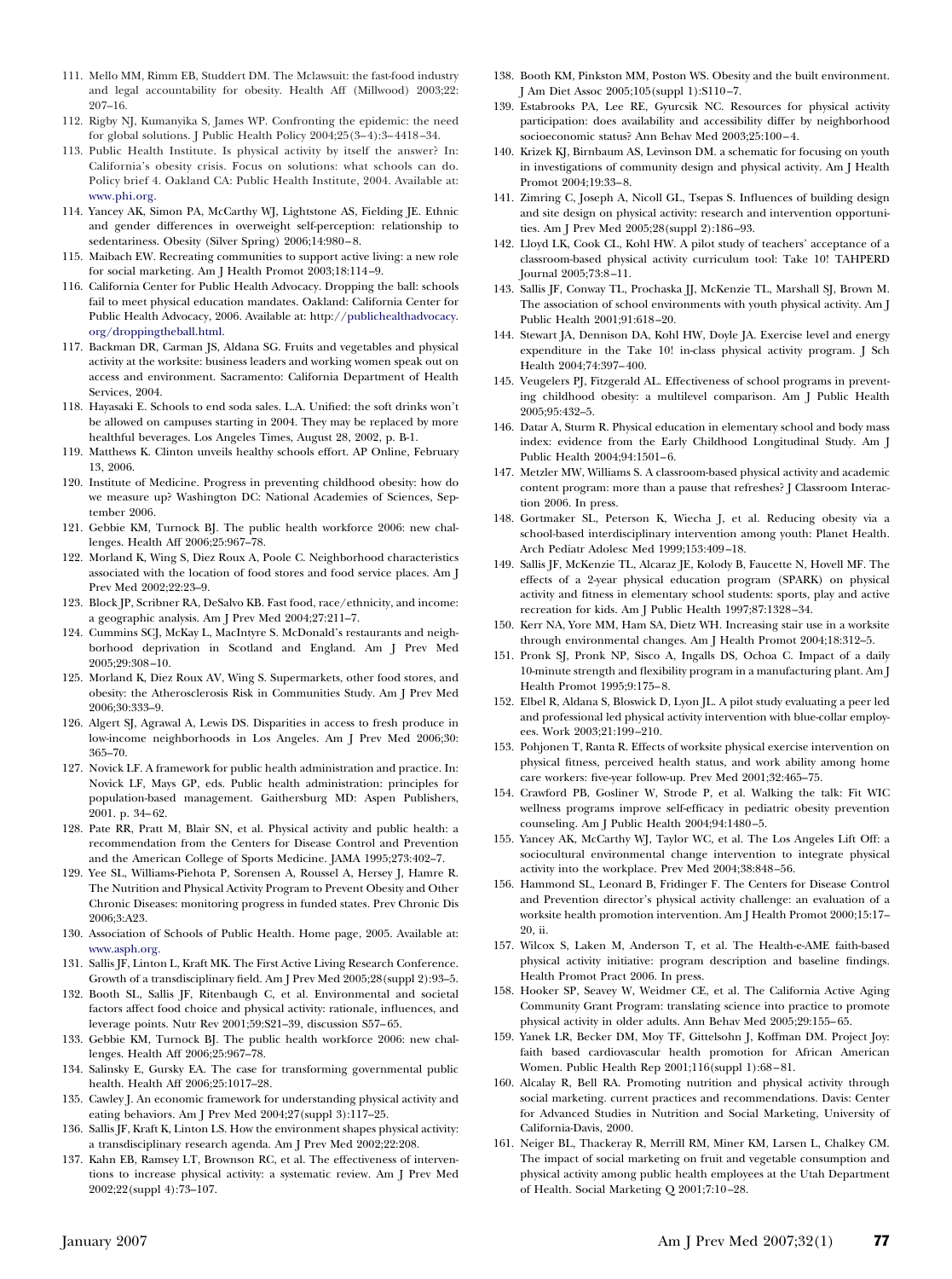111. Mello MM, Rimm EB, Studdert DM. The Mclawsuit: the fast-food industry and legal accountability for obesity. Health Aff (Millwood) 2003;22: 207–16.
112. Rigby NJ, Kumanyika S, James WP. Confronting the epidemic: the need for global solutions. J Public Health Policy 2004;25(3–4):3–4418–34.
113. Public Health Institute. Is physical activity by itself the answer? In: California's obesity crisis. Focus on solutions: what schools can do. Policy brief 4. Oakland CA: Public Health Institute, 2004. Available at: www.phi.org.
114. Yancey AK, Simon PA, McCarthy WJ, Lightstone AS, Fielding JE. Ethnic and gender differences in overweight self-perception: relationship to sedentariness. Obesity (Silver Spring) 2006;14:980–8.
115. Maibach EW. Recreating communities to support active living: a new role for social marketing. Am J Health Promot 2003;18:114–9.
116. California Center for Public Health Advocacy. Dropping the ball: schools fail to meet physical education mandates. Oakland: California Center for Public Health Advocacy, 2006. Available at: http://publichealthadvocacy.org/droppingtheball.html.
117. Backman DR, Carman JS, Aldana SG. Fruits and vegetables and physical activity at the worksite: business leaders and working women speak out on access and environment. Sacramento: California Department of Health Services, 2004.
118. Hayasaki E. Schools to end soda sales. L.A. Unified: the soft drinks won't be allowed on campuses starting in 2004. They may be replaced by more healthful beverages. Los Angeles Times, August 28, 2002, p. B-1.
119. Matthews K. Clinton unveils healthy schools effort. AP Online, February 13, 2006.
120. Institute of Medicine. Progress in preventing childhood obesity: how do we measure up? Washington DC: National Academies of Sciences, September 2006.
121. Gebbie KM, Turnock BJ. The public health workforce 2006: new challenges. Health Aff 2006;25:967–78.
122. Morland K, Wing S, Diez Roux A, Poole C. Neighborhood characteristics associated with the location of food stores and food service places. Am J Prev Med 2002;22:23–9.
123. Block JP, Scribner RA, DeSalvo KB. Fast food, race/ethnicity, and income: a geographic analysis. Am J Prev Med 2004;27:211–7.
124. Cummins SCJ, McKay L, MacIntyre S. McDonald's restaurants and neighborhood deprivation in Scotland and England. Am J Prev Med 2005;29:308–10.
125. Morland K, Diez Roux AV, Wing S. Supermarkets, other food stores, and obesity: the Atherosclerosis Risk in Communities Study. Am J Prev Med 2006;30:333–9.
126. Algert SJ, Agrawal A, Lewis DS. Disparities in access to fresh produce in low-income neighborhoods in Los Angeles. Am J Prev Med 2006;30: 365–70.
127. Novick LF. A framework for public health administration and practice. In: Novick LF, Mays GP, eds. Public health administration: principles for population-based management. Gaithersburg MD: Aspen Publishers, 2001. p. 34–62.
128. Pate RR, Pratt M, Blair SN, et al. Physical activity and public health: a recommendation from the Centers for Disease Control and Prevention and the American College of Sports Medicine. JAMA 1995;273:402–7.
129. Yee SL, Williams-Piehota P, Sorensen A, Roussel A, Hersey J, Hamre R. The Nutrition and Physical Activity Program to Prevent Obesity and Other Chronic Diseases: monitoring progress in funded states. Prev Chronic Dis 2006;3:A23.
130. Association of Schools of Public Health. Home page, 2005. Available at: www.asph.org.
131. Sallis JF, Linton L, Kraft MK. The First Active Living Research Conference. Growth of a transdisciplinary field. Am J Prev Med 2005;28(suppl 2):93–5.
132. Booth SL, Sallis JF, Ritenbaugh C, et al. Environmental and societal factors affect food choice and physical activity: rationale, influences, and leverage points. Nutr Rev 2001;59:S21–39, discussion S57–65.
133. Gebbie KM, Turnock BJ. The public health workforce 2006: new challenges. Health Aff 2006;25:967–78.
134. Salinsky E, Gursky EA. The case for transforming governmental public health. Health Aff 2006;25:1017–28.
135. Cawley J. An economic framework for understanding physical activity and eating behaviors. Am J Prev Med 2004;27(suppl 3):117–25.
136. Sallis JF, Kraft K, Linton LS. How the environment shapes physical activity: a transdisciplinary research agenda. Am J Prev Med 2002;22:208.
137. Kahn EB, Ramsey LT, Brownson RC, et al. The effectiveness of interventions to increase physical activity: a systematic review. Am J Prev Med 2002;22(suppl 4):73–107.
138. Booth KM, Pinkston MM, Poston WS. Obesity and the built environment. J Am Diet Assoc 2005;105(suppl 1):S110–7.
139. Estabrooks PA, Lee RE, Gyurcsik NC. Resources for physical activity participation: does availability and accessibility differ by neighborhood socioeconomic status? Ann Behav Med 2003;25:100–4.
140. Krizek KJ, Birnbaum AS, Levinson DM. a schematic for focusing on youth in investigations of community design and physical activity. Am J Health Promot 2004;19:33–8.
141. Zimring C, Joseph A, Nicoll GL, Tsepas S. Influences of building design and site design on physical activity: research and intervention opportunities. Am J Prev Med 2005;28(suppl 2):186–93.
142. Lloyd LK, Cook CL, Kohl HW. A pilot study of teachers' acceptance of a classroom-based physical activity curriculum tool: Take 10! TAHPERD Journal 2005;73:8–11.
143. Sallis JF, Conway TL, Prochaska JJ, McKenzie TL, Marshall SJ, Brown M. The association of school environments with youth physical activity. Am J Public Health 2001;91:618–20.
144. Stewart JA, Dennison DA, Kohl HW, Doyle JA. Exercise level and energy expenditure in the Take 10! in-class physical activity program. J Sch Health 2004;74:397–400.
145. Veugelers PJ, Fitzgerald AL. Effectiveness of school programs in preventing childhood obesity: a multilevel comparison. Am J Public Health 2005;95:432–5.
146. Datar A, Sturm R. Physical education in elementary school and body mass index: evidence from the Early Childhood Longitudinal Study. Am J Public Health 2004;94:1501–6.
147. Metzler MW, Williams S. A classroom-based physical activity and academic content program: more than a pause that refreshes? J Classroom Interaction 2006. In press.
148. Gortmaker SL, Peterson K, Wiecha J, et al. Reducing obesity via a school-based interdisciplinary intervention among youth: Planet Health. Arch Pediatr Adolesc Med 1999;153:409–18.
149. Sallis JF, McKenzie TL, Alcaraz JE, Kolody B, Faucette N, Hovell MF. The effects of a 2-year physical education program (SPARK) on physical activity and fitness in elementary school students: sports, play and active recreation for kids. Am J Public Health 1997;87:1328–34.
150. Kerr NA, Yore MM, Ham SA, Dietz WH. Increasing stair use in a worksite through environmental changes. Am J Health Promot 2004;18:312–5.
151. Pronk SJ, Pronk NP, Sisco A, Ingalls DS, Ochoa C. Impact of a daily 10-minute strength and flexibility program in a manufacturing plant. Am J Health Promot 1995;9:175–8.
152. Elbel R, Aldana S, Bloswick D, Lyon JL. A pilot study evaluating a peer led and professional led physical activity intervention with blue-collar employees. Work 2003;21:199–210.
153. Pohjonen T, Ranta R. Effects of worksite physical exercise intervention on physical fitness, perceived health status, and work ability among home care workers: five-year follow-up. Prev Med 2001;32:465–75.
154. Crawford PB, Gosliner W, Strode P, et al. Walking the talk: Fit WIC wellness programs improve self-efficacy in pediatric obesity prevention counseling. Am J Public Health 2004;94:1480–5.
155. Yancey AK, McCarthy WJ, Taylor WC, et al. The Los Angeles Lift Off: a sociocultural environmental change intervention to integrate physical activity into the workplace. Prev Med 2004;38:848–56.
156. Hammond SL, Leonard B, Fridinger F. The Centers for Disease Control and Prevention director's physical activity challenge: an evaluation of a worksite health promotion intervention. Am J Health Promot 2000;15:17–20, ii.
157. Wilcox S, Laken M, Anderson T, et al. The Health-e-AME faith-based physical activity initiative: program description and baseline findings. Health Promot Pract 2006. In press.
158. Hooker SP, Seavey W, Weidmer CE, et al. The California Active Aging Community Grant Program: translating science into practice to promote physical activity in older adults. Ann Behav Med 2005;29:155–65.
159. Yanek LR, Becker DM, Moy TF, Gittelsohn J, Koffman DM. Project Joy: faith based cardiovascular health promotion for African American Women. Public Health Rep 2001;116(suppl 1):68–81.
160. Alcalay R, Bell RA. Promoting nutrition and physical activity through social marketing. current practices and recommendations. Davis: Center for Advanced Studies in Nutrition and Social Marketing, University of California-Davis, 2000.
161. Neiger BL, Thackeray R, Merrill RM, Miner KM, Larsen L, Chalkey CM. The impact of social marketing on fruit and vegetable consumption and physical activity among public health employees at the Utah Department of Health. Social Marketing Q 2001;7:10–28.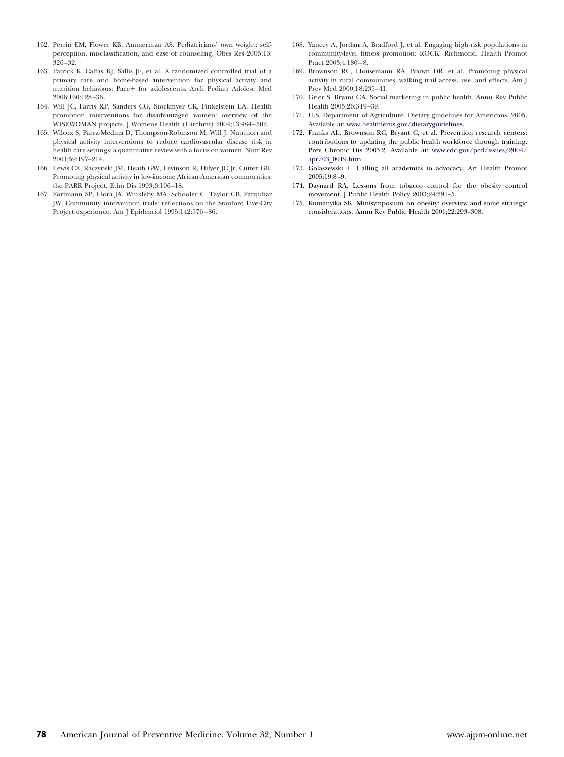162. Perrin EM, Flower KB, Ammerman AS. Pediatricians' own weight: self-perception, misclassification, and ease of counseling. Obes Res 2005;13:326–32.
163. Patrick K, Calfas KJ, Sallis JF, et al. A randomized controlled trial of a primary care and home-based intervention for physical activity and nutrition behaviors: Pace+ for adolescents. Arch Pediatr Adolesc Med 2006;160:128–36.
164. Will JC, Farris RP, Sanders CG, Stockmyer CK, Finkelstein EA. Health promotion interventions for disadvantaged women: overview of the WISEWOMAN projects. J Womens Health (Larchmt) 2004;13:484–502.
165. Wilcox S, Parra-Medina D, Thompson-Robinson M, Will J. Nutrition and physical activity interventions to reduce cardiovascular disease risk in health care settings: a quantitative review with a focus on women. Nutr Rev 2001;59:197–214.
166. Lewis CE, Raczynski JM, Heath GW, Levinson R, Hilyer JC Jr, Cutter GR. Promoting physical activity in low-income African-American communities: the PARR Project. Ethn Dis 1993;3:106–18.
167. Fortmann SP, Flora JA, Winkleby MA, Schooler C, Taylor CB, Farquhar JW. Community intervention trials: reflections on the Stanford Five-City Project experience. Am J Epidemiol 1995;142:576–86.
168. Yancey A, Jordan A, Bradford J, et al. Engaging high-risk populations in community-level fitness promotion: ROCK! Richmond. Health Promot Pract 2003;4:180–8.
169. Brownson RC, Housemann RA, Brown DR, et al. Promoting physical activity in rural communities. walking trail access, use, and effects. Am J Prev Med 2000;18:235–41.
170. Grier S, Bryant CA. Social marketing in public health. Annu Rev Public Health 2005;26:319–39.
171. U.S. Department of Agriculture. Dietary guidelines for Americans, 2005. Available at: www.healthierus.gov/dietaryguidelines.
172. Franks AL, Brownson RC, Bryant C, et al. Prevention research centers: contributions to updating the public health workforce through training. Prev Chronic Dis 2005;2. Available at: www.cdc.gov/pcd/issues/2004/apr/03_0019.htm.
173. Golaszewski T. Calling all academics to advocacy. Art Health Promot 2005;19:8–9.
174. Daynard RA. Lessons from tobacco control for the obesity control movement. J Public Health Policy 2003;24:291–5.
175. Kumanyika SK. Minisymposium on obesity: overview and some strategic considerations. Annu Rev Public Health 2001;22:293–308.